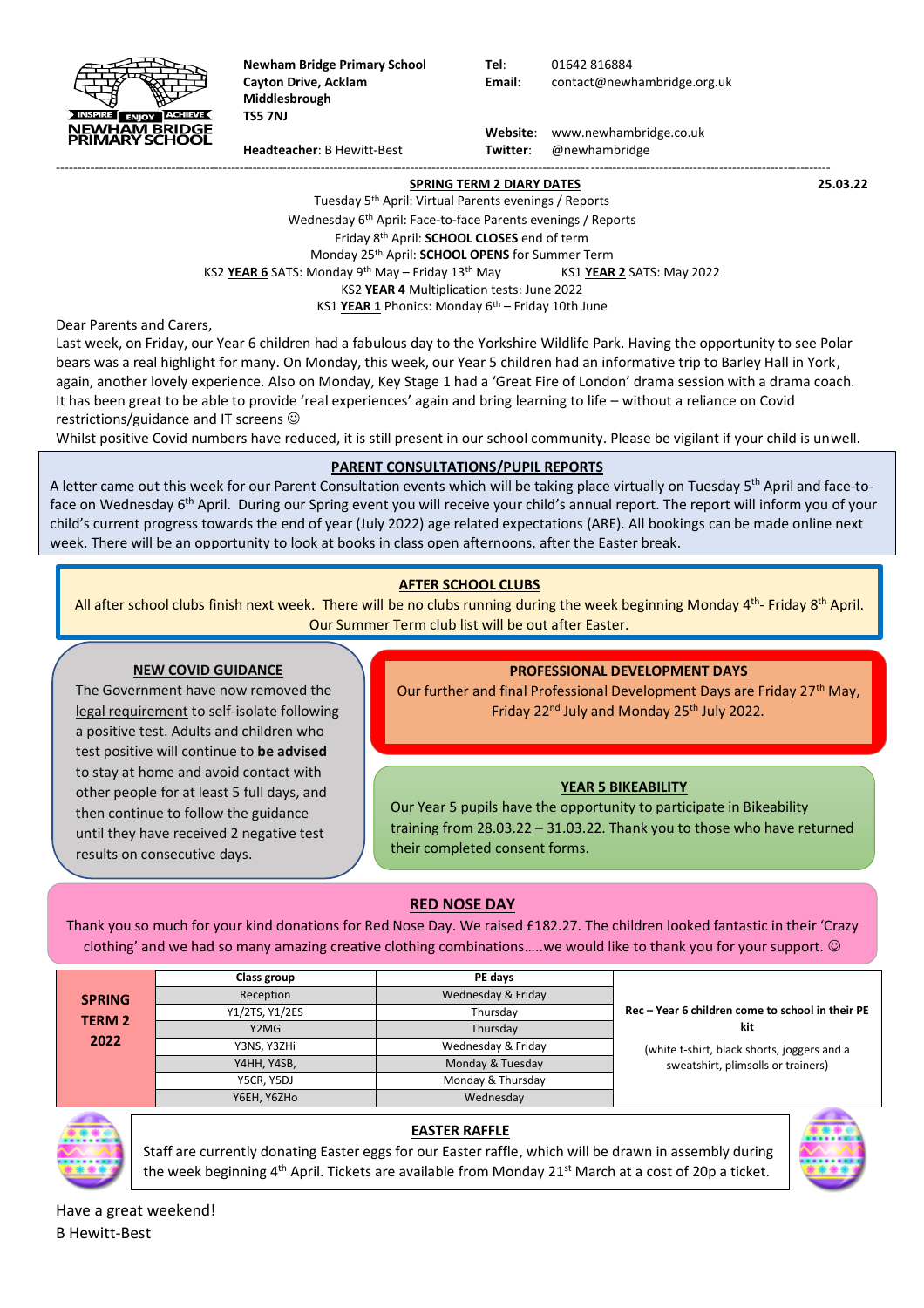**Newham Bridge Primary School**
**Cayton Drive, Acklam**
**Middlesbrough**
**TS5 7NJ**

**Headteacher**: B Hewitt-Best

**Tel**: 01642 816884
**Email**: contact@newhambridge.org.uk

**Website**: www.newhambridge.co.uk
**Twitter**: @newhambridge

**25.03.22**

## SPRING TERM 2 DIARY DATES

Tuesday 5th April: Virtual Parents evenings / Reports
Wednesday 6th April: Face-to-face Parents evenings / Reports
Friday 8th April: **SCHOOL CLOSES** end of term
Monday 25th April: **SCHOOL OPENS** for Summer Term
KS2 **YEAR 6** SATS: Monday 9th May – Friday 13th May KS1 **YEAR 2** SATS: May 2022
KS2 **YEAR 4** Multiplication tests: June 2022
KS1 **YEAR 1** Phonics: Monday 6th – Friday 10th June

Dear Parents and Carers,

Last week, on Friday, our Year 6 children had a fabulous day to the Yorkshire Wildlife Park. Having the opportunity to see Polar bears was a real highlight for many. On Monday, this week, our Year 5 children had an informative trip to Barley Hall in York, again, another lovely experience. Also on Monday, Key Stage 1 had a 'Great Fire of London' drama session with a drama coach. It has been great to be able to provide 'real experiences' again and bring learning to life – without a reliance on Covid restrictions/guidance and IT screens ☺

Whilst positive Covid numbers have reduced, it is still present in our school community. Please be vigilant if your child is unwell.

## PARENT CONSULTATIONS/PUPIL REPORTS

A letter came out this week for our Parent Consultation events which will be taking place virtually on Tuesday 5th April and face-to-face on Wednesday 6th April. During our Spring event you will receive your child's annual report. The report will inform you of your child's current progress towards the end of year (July 2022) age related expectations (ARE). All bookings can be made online next week. There will be an opportunity to look at books in class open afternoons, after the Easter break.

## AFTER SCHOOL CLUBS

All after school clubs finish next week. There will be no clubs running during the week beginning Monday 4th- Friday 8th April. Our Summer Term club list will be out after Easter.

## NEW COVID GUIDANCE

The Government have now removed the legal requirement to self-isolate following a positive test. Adults and children who test positive will continue to **be advised** to stay at home and avoid contact with other people for at least 5 full days, and then continue to follow the guidance until they have received 2 negative test results on consecutive days.

## PROFESSIONAL DEVELOPMENT DAYS

Our further and final Professional Development Days are Friday 27th May, Friday 22nd July and Monday 25th July 2022.

## YEAR 5 BIKEABILITY

Our Year 5 pupils have the opportunity to participate in Bikeability training from 28.03.22 – 31.03.22. Thank you to those who have returned their completed consent forms.

## RED NOSE DAY

Thank you so much for your kind donations for Red Nose Day. We raised £182.27. The children looked fantastic in their 'Crazy clothing' and we had so many amazing creative clothing combinations…..we would like to thank you for your support. ☺

| SPRING TERM 2 2022 | Class group | PE days | |
|---|---|---|---|
| | Reception | Wednesday & Friday | **Rec – Year 6 children come to school in their PE kit** (white t-shirt, black shorts, joggers and a sweatshirt, plimsolls or trainers) |
| | Y1/2TS, Y1/2ES | Thursday | |
| | Y2MG | Thursday | |
| | Y3NS, Y3ZHi | Wednesday & Friday | |
| | Y4HH, Y4SB, | Monday & Tuesday | |
| | Y5CR, Y5DJ | Monday & Thursday | |
| | Y6EH, Y6ZHo | Wednesday | |

## EASTER RAFFLE

Staff are currently donating Easter eggs for our Easter raffle, which will be drawn in assembly during the week beginning 4th April. Tickets are available from Monday 21st March at a cost of 20p a ticket.

Have a great weekend!
B Hewitt-Best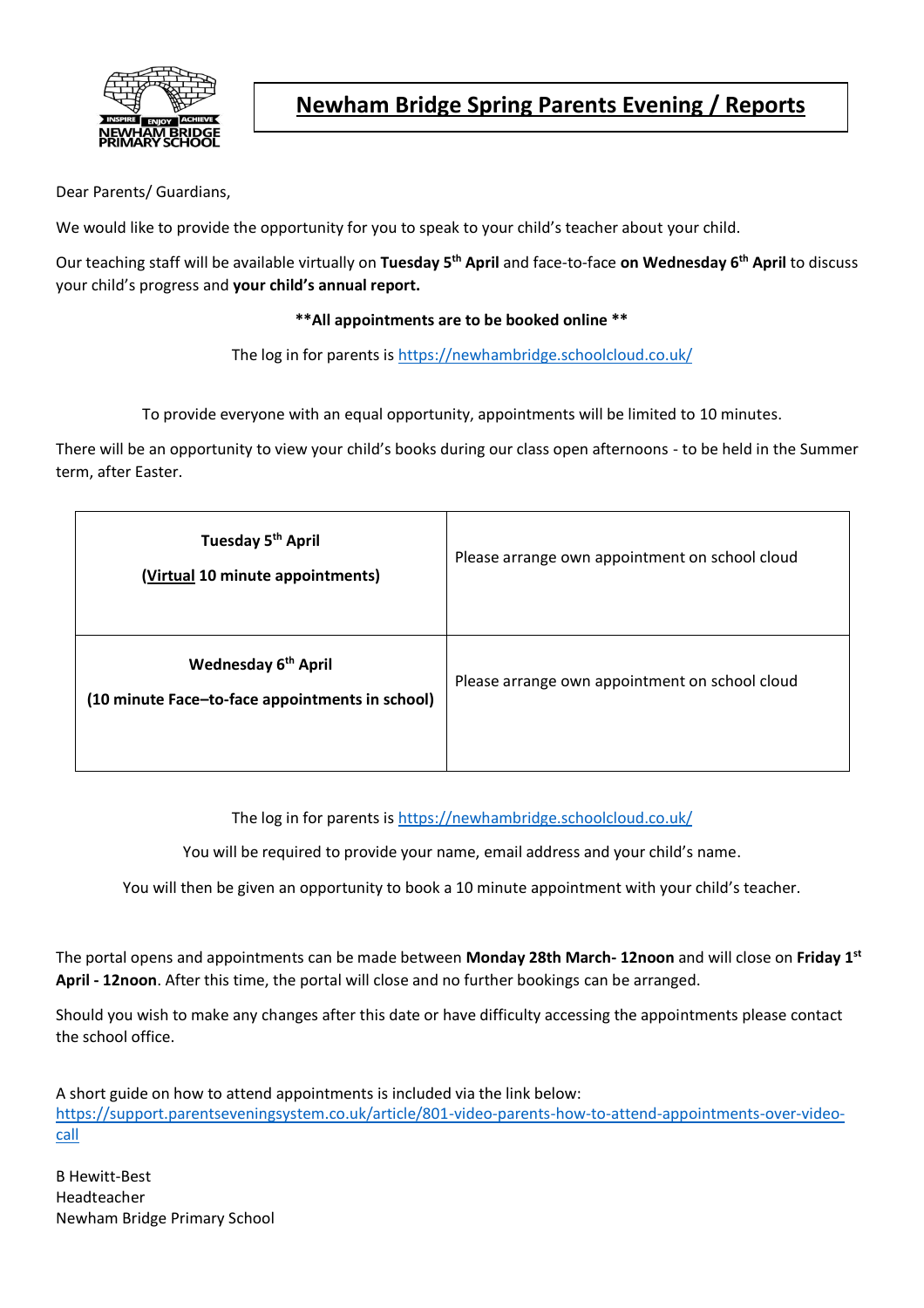# Newham Bridge Spring Parents Evening / Reports

Dear Parents/ Guardians,

We would like to provide the opportunity for you to speak to your child's teacher about your child.

Our teaching staff will be available virtually on **Tuesday 5th April** and face-to-face **on Wednesday 6th April** to discuss your child's progress and **your child's annual report.**

**\*\*All appointments are to be booked online \*\***

The log in for parents is https://newhambridge.schoolcloud.co.uk/

To provide everyone with an equal opportunity, appointments will be limited to 10 minutes.

There will be an opportunity to view your child's books during our class open afternoons - to be held in the Summer term, after Easter.

| | |
|---|---|
| **Tuesday 5th April**<br>**(Virtual 10 minute appointments)** | Please arrange own appointment on school cloud |
| **Wednesday 6th April**<br>**(10 minute Face–to-face appointments in school)** | Please arrange own appointment on school cloud |

The log in for parents is https://newhambridge.schoolcloud.co.uk/

You will be required to provide your name, email address and your child's name.

You will then be given an opportunity to book a 10 minute appointment with your child's teacher.

The portal opens and appointments can be made between **Monday 28th March- 12noon** and will close on **Friday 1st April - 12noon**. After this time, the portal will close and no further bookings can be arranged.

Should you wish to make any changes after this date or have difficulty accessing the appointments please contact the school office.

A short guide on how to attend appointments is included via the link below:
https://support.parentseveningsystem.co.uk/article/801-video-parents-how-to-attend-appointments-over-video-call

B Hewitt-Best
Headteacher
Newham Bridge Primary School